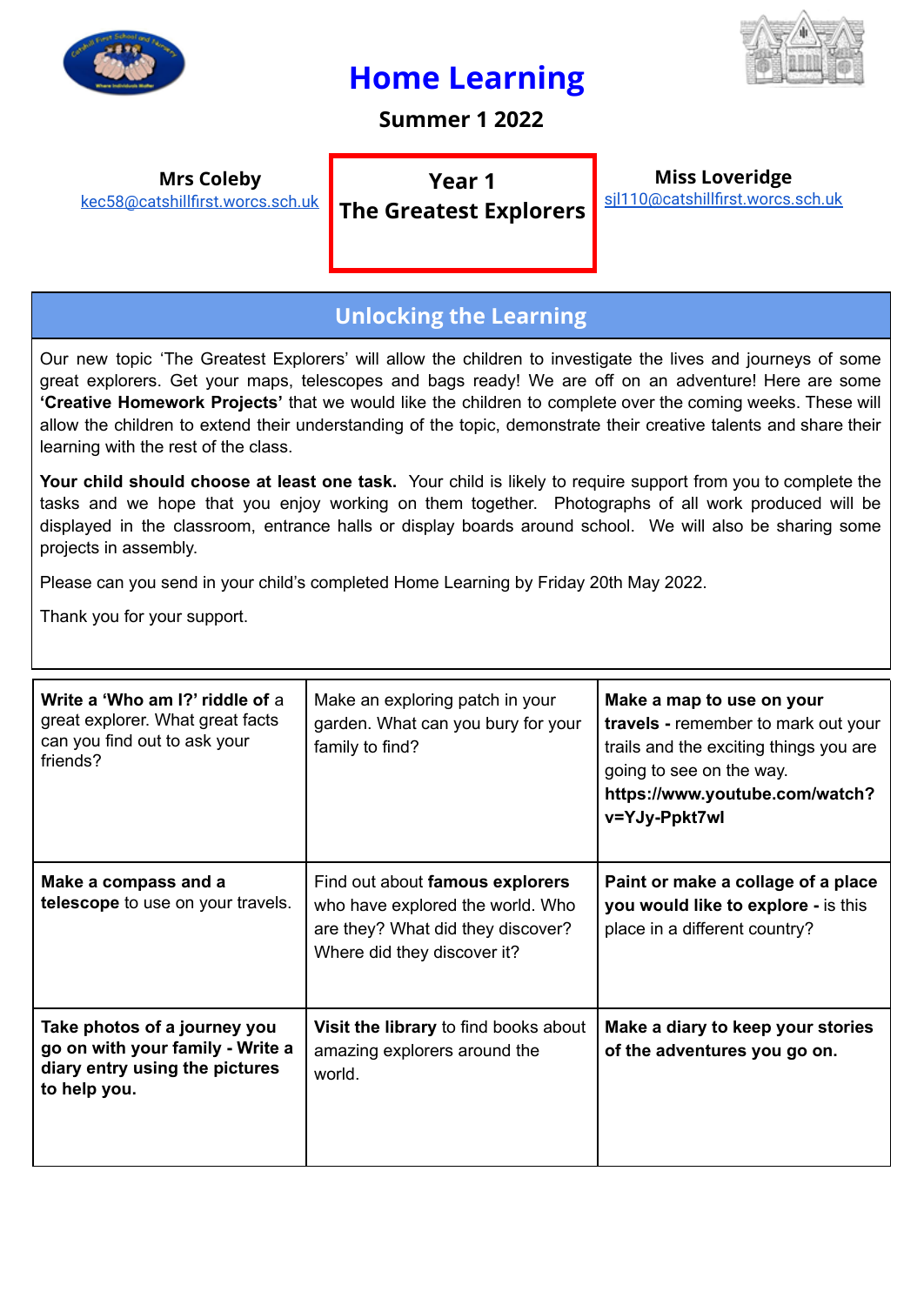# Home Learning

**Summer 1 2022**

| **Mrs Coleby** | **Year 1** | **Miss Loveridge** |
|---|---|---|
| kec58@catshillfirst.worcs.sch.uk | **The Greatest Explorers** | sjl110@catshillfirst.worcs.sch.uk |

## Unlocking the Learning

Our new topic 'The Greatest Explorers' will allow the children to investigate the lives and journeys of some great explorers. Get your maps, telescopes and bags ready! We are off on an adventure! Here are some **'Creative Homework Projects'** that we would like the children to complete over the coming weeks. These will allow the children to extend their understanding of the topic, demonstrate their creative talents and share their learning with the rest of the class.

**Your child should choose at least one task.** Your child is likely to require support from you to complete the tasks and we hope that you enjoy working on them together. Photographs of all work produced will be displayed in the classroom, entrance halls or display boards around school. We will also be sharing some projects in assembly.

Please can you send in your child's completed Home Learning by Friday 20th May 2022.

Thank you for your support.

| | | |
|---|---|---|
| **Write a 'Who am I?' riddle of** a great explorer. What great facts can you find out to ask your friends? | Make an exploring patch in your garden. What can you bury for your family to find? | **Make a map to use on your travels -** remember to mark out your trails and the exciting things you are going to see on the way. **https://www.youtube.com/watch?v=YJy-Ppkt7wl** |
| **Make a compass and a telescope** to use on your travels. | Find out about **famous explorers** who have explored the world. Who are they? What did they discover? Where did they discover it? | **Paint or make a collage of a place you would like to explore -** is this place in a different country? |
| **Take photos of a journey you go on with your family - Write a diary entry using the pictures to help you.** | **Visit the library** to find books about amazing explorers around the world. | **Make a diary to keep your stories of the adventures you go on.** |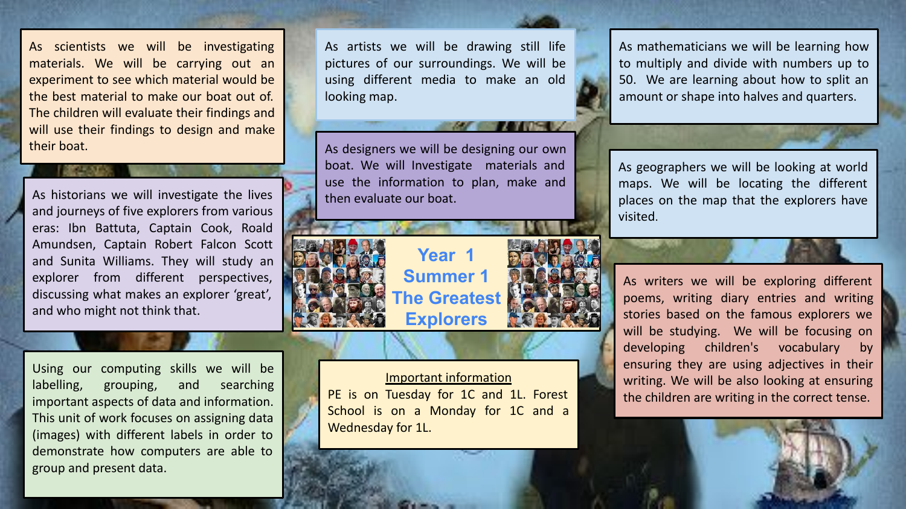# Year 1 Summer 1 The Greatest Explorers

As scientists we will be investigating materials. We will be carrying out an experiment to see which material would be the best material to make our boat out of. The children will evaluate their findings and will use their findings to design and make their boat.

As historians we will investigate the lives and journeys of five explorers from various eras: Ibn Battuta, Captain Cook, Roald Amundsen, Captain Robert Falcon Scott and Sunita Williams. They will study an explorer from different perspectives, discussing what makes an explorer 'great', and who might not think that.

Using our computing skills we will be labelling, grouping, and searching important aspects of data and information. This unit of work focuses on assigning data (images) with different labels in order to demonstrate how computers are able to group and present data.

As artists we will be drawing still life pictures of our surroundings. We will be using different media to make an old looking map.

As designers we will be designing our own boat. We will Investigate materials and use the information to plan, make and then evaluate our boat.

<u>Important information</u>

PE is on Tuesday for 1C and 1L. Forest School is on a Monday for 1C and a Wednesday for 1L.

As mathematicians we will be learning how to multiply and divide with numbers up to 50. We are learning about how to split an amount or shape into halves and quarters.

As geographers we will be looking at world maps. We will be locating the different places on the map that the explorers have visited.

As writers we will be exploring different poems, writing diary entries and writing stories based on the famous explorers we will be studying. We will be focusing on developing children's vocabulary by ensuring they are using adjectives in their writing. We will be also looking at ensuring the children are writing in the correct tense.